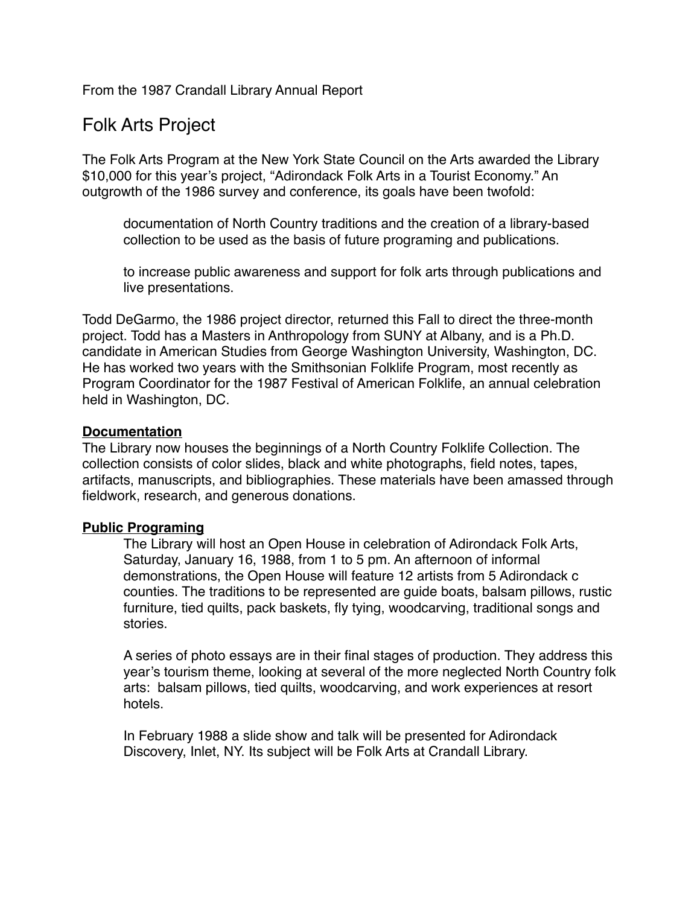From the 1987 Crandall Library Annual Report

# Folk Arts Project

The Folk Arts Program at the New York State Council on the Arts awarded the Library $10,000 for this year's project, "Adirondack Folk Arts in a Tourist Economy." An outgrowth of the 1986 survey and conference, its goals have been twofold:

> documentation of North Country traditions and the creation of a library-based collection to be used as the basis of future programing and publications.
>
> to increase public awareness and support for folk arts through publications and live presentations.

Todd DeGarmo, the 1986 project director, returned this Fall to direct the three-month project. Todd has a Masters in Anthropology from SUNY at Albany, and is a Ph.D. candidate in American Studies from George Washington University, Washington, DC. He has worked two years with the Smithsonian Folklife Program, most recently as Program Coordinator for the 1987 Festival of American Folklife, an annual celebration held in Washington, DC.

**Documentation**

The Library now houses the beginnings of a North Country Folklife Collection. The collection consists of color slides, black and white photographs, field notes, tapes, artifacts, manuscripts, and bibliographies. These materials have been amassed through fieldwork, research, and generous donations.

**Public Programing**

> The Library will host an Open House in celebration of Adirondack Folk Arts, Saturday, January 16, 1988, from 1 to 5 pm. An afternoon of informal demonstrations, the Open House will feature 12 artists from 5 Adirondack c counties. The traditions to be represented are guide boats, balsam pillows, rustic furniture, tied quilts, pack baskets, fly tying, woodcarving, traditional songs and stories.
>
> A series of photo essays are in their final stages of production. They address this year's tourism theme, looking at several of the more neglected North Country folk arts: balsam pillows, tied quilts, woodcarving, and work experiences at resort hotels.
>
> In February 1988 a slide show and talk will be presented for Adirondack Discovery, Inlet, NY. Its subject will be Folk Arts at Crandall Library.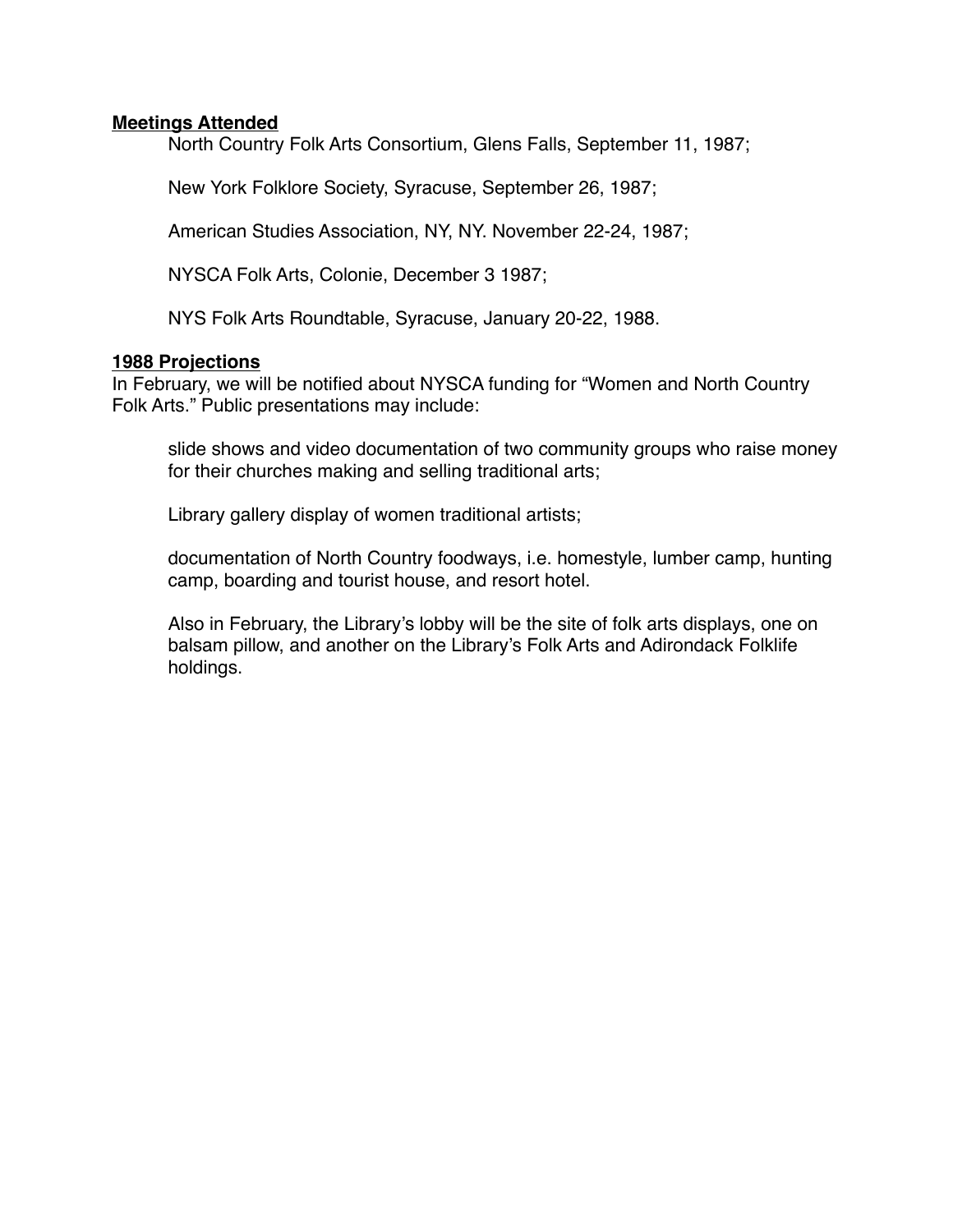**Meetings Attended**

North Country Folk Arts Consortium, Glens Falls, September 11, 1987;

New York Folklore Society, Syracuse, September 26, 1987;

American Studies Association, NY, NY. November 22-24, 1987;

NYSCA Folk Arts, Colonie, December 3 1987;

NYS Folk Arts Roundtable, Syracuse, January 20-22, 1988.

**1988 Projections**

In February, we will be notified about NYSCA funding for "Women and North Country Folk Arts." Public presentations may include:

slide shows and video documentation of two community groups who raise money for their churches making and selling traditional arts;

Library gallery display of women traditional artists;

documentation of North Country foodways, i.e. homestyle, lumber camp, hunting camp, boarding and tourist house, and resort hotel.

Also in February, the Library's lobby will be the site of folk arts displays, one on balsam pillow, and another on the Library's Folk Arts and Adirondack Folklife holdings.